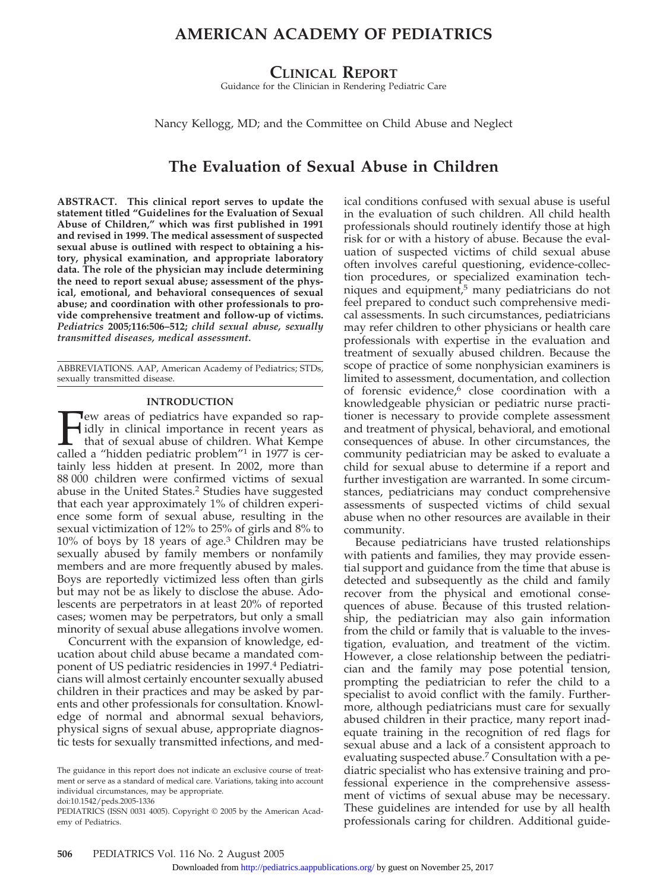# AMERICAN ACADEMY OF PEDIATRICS

## CLINICAL REPORT

Guidance for the Clinician in Rendering Pediatric Care

Nancy Kellogg, MD; and the Committee on Child Abuse and Neglect

# The Evaluation of Sexual Abuse in Children

**ABSTRACT. This clinical report serves to update the statement titled "Guidelines for the Evaluation of Sexual Abuse of Children," which was first published in 1991 and revised in 1999. The medical assessment of suspected sexual abuse is outlined with respect to obtaining a history, physical examination, and appropriate laboratory data. The role of the physician may include determining the need to report sexual abuse; assessment of the physical, emotional, and behavioral consequences of sexual abuse; and coordination with other professionals to provide comprehensive treatment and follow-up of victims.** ***Pediatrics*** **2005;116:506–512;** ***child sexual abuse, sexually transmitted diseases, medical assessment.***

ABBREVIATIONS. AAP, American Academy of Pediatrics; STDs, sexually transmitted disease.

## INTRODUCTION

Few areas of pediatrics have expanded so rapidly in clinical importance in recent years as that of sexual abuse of children. What Kempe called a "hidden pediatric problem"[1] in 1977 is certainly less hidden at present. In 2002, more than 88 000 children were confirmed victims of sexual abuse in the United States.[2] Studies have suggested that each year approximately 1% of children experience some form of sexual abuse, resulting in the sexual victimization of 12% to 25% of girls and 8% to 10% of boys by 18 years of age.[3] Children may be sexually abused by family members or nonfamily members and are more frequently abused by males. Boys are reportedly victimized less often than girls but may not be as likely to disclose the abuse. Adolescents are perpetrators in at least 20% of reported cases; women may be perpetrators, but only a small minority of sexual abuse allegations involve women.

Concurrent with the expansion of knowledge, education about child abuse became a mandated component of US pediatric residencies in 1997.[4] Pediatricians will almost certainly encounter sexually abused children in their practices and may be asked by parents and other professionals for consultation. Knowledge of normal and abnormal sexual behaviors, physical signs of sexual abuse, appropriate diagnostic tests for sexually transmitted infections, and medical conditions confused with sexual abuse is useful in the evaluation of such children. All child health professionals should routinely identify those at high risk for or with a history of abuse. Because the evaluation of suspected victims of child sexual abuse often involves careful questioning, evidence-collection procedures, or specialized examination techniques and equipment,[5] many pediatricians do not feel prepared to conduct such comprehensive medical assessments. In such circumstances, pediatricians may refer children to other physicians or health care professionals with expertise in the evaluation and treatment of sexually abused children. Because the scope of practice of some nonphysician examiners is limited to assessment, documentation, and collection of forensic evidence,[6] close coordination with a knowledgeable physician or pediatric nurse practitioner is necessary to provide complete assessment and treatment of physical, behavioral, and emotional consequences of abuse. In other circumstances, the community pediatrician may be asked to evaluate a child for sexual abuse to determine if a report and further investigation are warranted. In some circumstances, pediatricians may conduct comprehensive assessments of suspected victims of child sexual abuse when no other resources are available in their community.

Because pediatricians have trusted relationships with patients and families, they may provide essential support and guidance from the time that abuse is detected and subsequently as the child and family recover from the physical and emotional consequences of abuse. Because of this trusted relationship, the pediatrician may also gain information from the child or family that is valuable to the investigation, evaluation, and treatment of the victim. However, a close relationship between the pediatrician and the family may pose potential tension, prompting the pediatrician to refer the child to a specialist to avoid conflict with the family. Furthermore, although pediatricians must care for sexually abused children in their practice, many report inadequate training in the recognition of red flags for sexual abuse and a lack of a consistent approach to evaluating suspected abuse.[7] Consultation with a pediatric specialist who has extensive training and professional experience in the comprehensive assessment of victims of sexual abuse may be necessary. These guidelines are intended for use by all health professionals caring for children. Additional guide-

The guidance in this report does not indicate an exclusive course of treatment or serve as a standard of medical care. Variations, taking into account individual circumstances, may be appropriate.

doi:10.1542/peds.2005-1336

PEDIATRICS (ISSN 0031 4005). Copyright © 2005 by the American Academy of Pediatrics.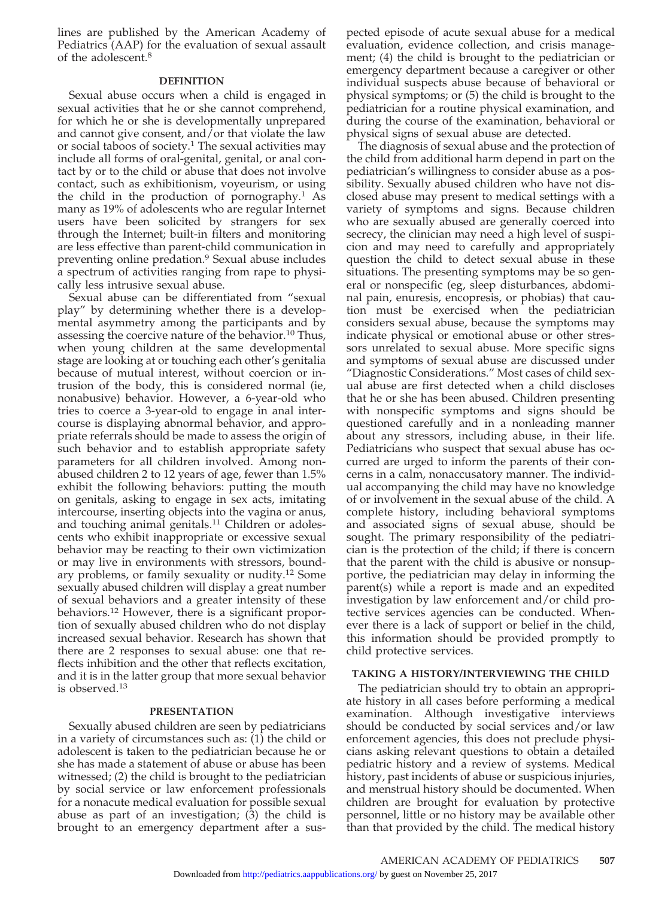lines are published by the American Academy of Pediatrics (AAP) for the evaluation of sexual assault of the adolescent.[8]

## DEFINITION

Sexual abuse occurs when a child is engaged in sexual activities that he or she cannot comprehend, for which he or she is developmentally unprepared and cannot give consent, and/or that violate the law or social taboos of society.[1] The sexual activities may include all forms of oral-genital, genital, or anal contact by or to the child or abuse that does not involve contact, such as exhibitionism, voyeurism, or using the child in the production of pornography.[1] As many as 19% of adolescents who are regular Internet users have been solicited by strangers for sex through the Internet; built-in filters and monitoring are less effective than parent-child communication in preventing online predation.[9] Sexual abuse includes a spectrum of activities ranging from rape to physically less intrusive sexual abuse.

Sexual abuse can be differentiated from "sexual play" by determining whether there is a developmental asymmetry among the participants and by assessing the coercive nature of the behavior.[10] Thus, when young children at the same developmental stage are looking at or touching each other's genitalia because of mutual interest, without coercion or intrusion of the body, this is considered normal (ie, nonabusive) behavior. However, a 6-year-old who tries to coerce a 3-year-old to engage in anal intercourse is displaying abnormal behavior, and appropriate referrals should be made to assess the origin of such behavior and to establish appropriate safety parameters for all children involved. Among nonabused children 2 to 12 years of age, fewer than 1.5% exhibit the following behaviors: putting the mouth on genitals, asking to engage in sex acts, imitating intercourse, inserting objects into the vagina or anus, and touching animal genitals.[11] Children or adolescents who exhibit inappropriate or excessive sexual behavior may be reacting to their own victimization or may live in environments with stressors, boundary problems, or family sexuality or nudity.[12] Some sexually abused children will display a great number of sexual behaviors and a greater intensity of these behaviors.[12] However, there is a significant proportion of sexually abused children who do not display increased sexual behavior. Research has shown that there are 2 responses to sexual abuse: one that reflects inhibition and the other that reflects excitation, and it is in the latter group that more sexual behavior is observed.[13]

## PRESENTATION

Sexually abused children are seen by pediatricians in a variety of circumstances such as: (1) the child or adolescent is taken to the pediatrician because he or she has made a statement of abuse or abuse has been witnessed; (2) the child is brought to the pediatrician by social service or law enforcement professionals for a nonacute medical evaluation for possible sexual abuse as part of an investigation; (3) the child is brought to an emergency department after a suspected episode of acute sexual abuse for a medical evaluation, evidence collection, and crisis management; (4) the child is brought to the pediatrician or emergency department because a caregiver or other individual suspects abuse because of behavioral or physical symptoms; or (5) the child is brought to the pediatrician for a routine physical examination, and during the course of the examination, behavioral or physical signs of sexual abuse are detected.

The diagnosis of sexual abuse and the protection of the child from additional harm depend in part on the pediatrician's willingness to consider abuse as a possibility. Sexually abused children who have not disclosed abuse may present to medical settings with a variety of symptoms and signs. Because children who are sexually abused are generally coerced into secrecy, the clinician may need a high level of suspicion and may need to carefully and appropriately question the child to detect sexual abuse in these situations. The presenting symptoms may be so general or nonspecific (eg, sleep disturbances, abdominal pain, enuresis, encopresis, or phobias) that caution must be exercised when the pediatrician considers sexual abuse, because the symptoms may indicate physical or emotional abuse or other stressors unrelated to sexual abuse. More specific signs and symptoms of sexual abuse are discussed under "Diagnostic Considerations." Most cases of child sexual abuse are first detected when a child discloses that he or she has been abused. Children presenting with nonspecific symptoms and signs should be questioned carefully and in a nonleading manner about any stressors, including abuse, in their life. Pediatricians who suspect that sexual abuse has occurred are urged to inform the parents of their concerns in a calm, nonaccusatory manner. The individual accompanying the child may have no knowledge of or involvement in the sexual abuse of the child. A complete history, including behavioral symptoms and associated signs of sexual abuse, should be sought. The primary responsibility of the pediatrician is the protection of the child; if there is concern that the parent with the child is abusive or nonsupportive, the pediatrician may delay in informing the parent(s) while a report is made and an expedited investigation by law enforcement and/or child protective services agencies can be conducted. Whenever there is a lack of support or belief in the child, this information should be provided promptly to child protective services.

## TAKING A HISTORY/INTERVIEWING THE CHILD

The pediatrician should try to obtain an appropriate history in all cases before performing a medical examination. Although investigative interviews should be conducted by social services and/or law enforcement agencies, this does not preclude physicians asking relevant questions to obtain a detailed pediatric history and a review of systems. Medical history, past incidents of abuse or suspicious injuries, and menstrual history should be documented. When children are brought for evaluation by protective personnel, little or no history may be available other than that provided by the child. The medical history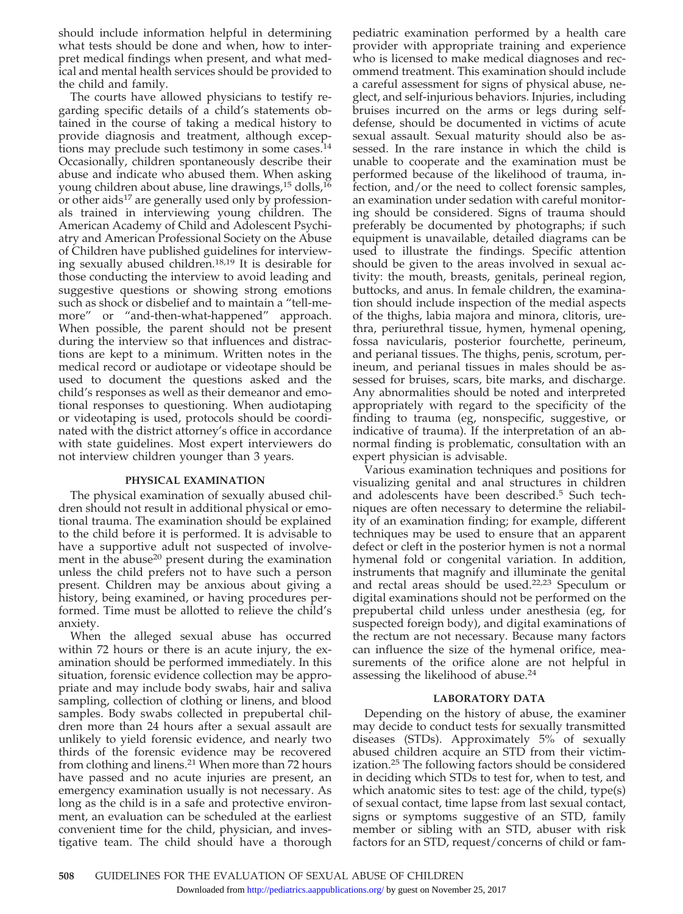should include information helpful in determining what tests should be done and when, how to interpret medical findings when present, and what medical and mental health services should be provided to the child and family.

The courts have allowed physicians to testify regarding specific details of a child's statements obtained in the course of taking a medical history to provide diagnosis and treatment, although exceptions may preclude such testimony in some cases.[14] Occasionally, children spontaneously describe their abuse and indicate who abused them. When asking young children about abuse, line drawings,[15] dolls,[16] or other aids[17] are generally used only by professionals trained in interviewing young children. The American Academy of Child and Adolescent Psychiatry and American Professional Society on the Abuse of Children have published guidelines for interviewing sexually abused children.[18,19] It is desirable for those conducting the interview to avoid leading and suggestive questions or showing strong emotions such as shock or disbelief and to maintain a "tell-me-more" or "and-then-what-happened" approach. When possible, the parent should not be present during the interview so that influences and distractions are kept to a minimum. Written notes in the medical record or audiotape or videotape should be used to document the questions asked and the child's responses as well as their demeanor and emotional responses to questioning. When audiotaping or videotaping is used, protocols should be coordinated with the district attorney's office in accordance with state guidelines. Most expert interviewers do not interview children younger than 3 years.

## PHYSICAL EXAMINATION

The physical examination of sexually abused children should not result in additional physical or emotional trauma. The examination should be explained to the child before it is performed. It is advisable to have a supportive adult not suspected of involvement in the abuse[20] present during the examination unless the child prefers not to have such a person present. Children may be anxious about giving a history, being examined, or having procedures performed. Time must be allotted to relieve the child's anxiety.

When the alleged sexual abuse has occurred within 72 hours or there is an acute injury, the examination should be performed immediately. In this situation, forensic evidence collection may be appropriate and may include body swabs, hair and saliva sampling, collection of clothing or linens, and blood samples. Body swabs collected in prepubertal children more than 24 hours after a sexual assault are unlikely to yield forensic evidence, and nearly two thirds of the forensic evidence may be recovered from clothing and linens.[21] When more than 72 hours have passed and no acute injuries are present, an emergency examination usually is not necessary. As long as the child is in a safe and protective environment, an evaluation can be scheduled at the earliest convenient time for the child, physician, and investigative team. The child should have a thorough pediatric examination performed by a health care provider with appropriate training and experience who is licensed to make medical diagnoses and recommend treatment. This examination should include a careful assessment for signs of physical abuse, neglect, and self-injurious behaviors. Injuries, including bruises incurred on the arms or legs during self-defense, should be documented in victims of acute sexual assault. Sexual maturity should also be assessed. In the rare instance in which the child is unable to cooperate and the examination must be performed because of the likelihood of trauma, infection, and/or the need to collect forensic samples, an examination under sedation with careful monitoring should be considered. Signs of trauma should preferably be documented by photographs; if such equipment is unavailable, detailed diagrams can be used to illustrate the findings. Specific attention should be given to the areas involved in sexual activity: the mouth, breasts, genitals, perineal region, buttocks, and anus. In female children, the examination should include inspection of the medial aspects of the thighs, labia majora and minora, clitoris, urethra, periurethral tissue, hymen, hymenal opening, fossa navicularis, posterior fourchette, perineum, and perianal tissues. The thighs, penis, scrotum, perineum, and perianal tissues in males should be assessed for bruises, scars, bite marks, and discharge. Any abnormalities should be noted and interpreted appropriately with regard to the specificity of the finding to trauma (eg, nonspecific, suggestive, or indicative of trauma). If the interpretation of an abnormal finding is problematic, consultation with an expert physician is advisable.

Various examination techniques and positions for visualizing genital and anal structures in children and adolescents have been described.[5] Such techniques are often necessary to determine the reliability of an examination finding; for example, different techniques may be used to ensure that an apparent defect or cleft in the posterior hymen is not a normal hymenal fold or congenital variation. In addition, instruments that magnify and illuminate the genital and rectal areas should be used.[22,23] Speculum or digital examinations should not be performed on the prepubertal child unless under anesthesia (eg, for suspected foreign body), and digital examinations of the rectum are not necessary. Because many factors can influence the size of the hymenal orifice, measurements of the orifice alone are not helpful in assessing the likelihood of abuse.[24]

## LABORATORY DATA

Depending on the history of abuse, the examiner may decide to conduct tests for sexually transmitted diseases (STDs). Approximately 5% of sexually abused children acquire an STD from their victimization.[25] The following factors should be considered in deciding which STDs to test for, when to test, and which anatomic sites to test: age of the child, type(s) of sexual contact, time lapse from last sexual contact, signs or symptoms suggestive of an STD, family member or sibling with an STD, abuser with risk factors for an STD, request/concerns of child or fam-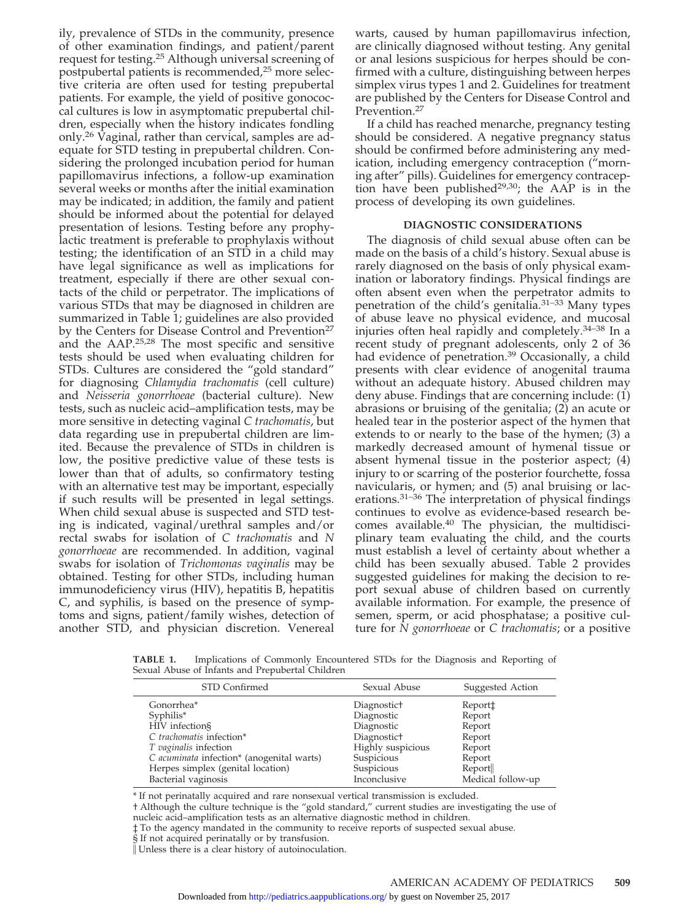ily, prevalence of STDs in the community, presence of other examination findings, and patient/parent request for testing.[25] Although universal screening of postpubertal patients is recommended,[25] more selective criteria are often used for testing prepubertal patients. For example, the yield of positive gonococcal cultures is low in asymptomatic prepubertal children, especially when the history indicates fondling only.[26] Vaginal, rather than cervical, samples are adequate for STD testing in prepubertal children. Considering the prolonged incubation period for human papillomavirus infections, a follow-up examination several weeks or months after the initial examination may be indicated; in addition, the family and patient should be informed about the potential for delayed presentation of lesions. Testing before any prophylactic treatment is preferable to prophylaxis without testing; the identification of an STD in a child may have legal significance as well as implications for treatment, especially if there are other sexual contacts of the child or perpetrator. The implications of various STDs that may be diagnosed in children are summarized in Table 1; guidelines are also provided by the Centers for Disease Control and Prevention[27] and the AAP.[25,28] The most specific and sensitive tests should be used when evaluating children for STDs. Cultures are considered the "gold standard" for diagnosing *Chlamydia trachomatis* (cell culture) and *Neisseria gonorrhoeae* (bacterial culture). New tests, such as nucleic acid–amplification tests, may be more sensitive in detecting vaginal *C trachomatis*, but data regarding use in prepubertal children are limited. Because the prevalence of STDs in children is low, the positive predictive value of these tests is lower than that of adults, so confirmatory testing with an alternative test may be important, especially if such results will be presented in legal settings. When child sexual abuse is suspected and STD testing is indicated, vaginal/urethral samples and/or rectal swabs for isolation of *C trachomatis* and *N gonorrhoeae* are recommended. In addition, vaginal swabs for isolation of *Trichomonas vaginalis* may be obtained. Testing for other STDs, including human immunodeficiency virus (HIV), hepatitis B, hepatitis C, and syphilis, is based on the presence of symptoms and signs, patient/family wishes, detection of another STD, and physician discretion. Venereal warts, caused by human papillomavirus infection, are clinically diagnosed without testing. Any genital or anal lesions suspicious for herpes should be confirmed with a culture, distinguishing between herpes simplex virus types 1 and 2. Guidelines for treatment are published by the Centers for Disease Control and Prevention.[27]

If a child has reached menarche, pregnancy testing should be considered. A negative pregnancy status should be confirmed before administering any medication, including emergency contraception ("morning after" pills). Guidelines for emergency contraception have been published[29,30]; the AAP is in the process of developing its own guidelines.

## DIAGNOSTIC CONSIDERATIONS

The diagnosis of child sexual abuse often can be made on the basis of a child's history. Sexual abuse is rarely diagnosed on the basis of only physical examination or laboratory findings. Physical findings are often absent even when the perpetrator admits to penetration of the child's genitalia.[31–33] Many types of abuse leave no physical evidence, and mucosal injuries often heal rapidly and completely.[34–38] In a recent study of pregnant adolescents, only 2 of 36 had evidence of penetration.[39] Occasionally, a child presents with clear evidence of anogenital trauma without an adequate history. Abused children may deny abuse. Findings that are concerning include: (1) abrasions or bruising of the genitalia; (2) an acute or healed tear in the posterior aspect of the hymen that extends to or nearly to the base of the hymen; (3) a markedly decreased amount of hymenal tissue or absent hymenal tissue in the posterior aspect; (4) injury to or scarring of the posterior fourchette, fossa navicularis, or hymen; and (5) anal bruising or lacerations.[31–36] The interpretation of physical findings continues to evolve as evidence-based research becomes available.[40] The physician, the multidisciplinary team evaluating the child, and the courts must establish a level of certainty about whether a child has been sexually abused. Table 2 provides suggested guidelines for making the decision to report sexual abuse of children based on currently available information. For example, the presence of semen, sperm, or acid phosphatase; a positive culture for *N gonorrhoeae* or *C trachomatis*; or a positive

**TABLE 1.** Implications of Commonly Encountered STDs for the Diagnosis and Reporting of Sexual Abuse of Infants and Prepubertal Children

| STD Confirmed | Sexual Abuse | Suggested Action |
|---|---|---|
| Gonorrhea* | Diagnostic† | Report‡ |
| Syphilis* | Diagnostic | Report |
| HIV infection§ | Diagnostic | Report |
| *C trachomatis* infection* | Diagnostic† | Report |
| *T vaginalis* infection | Highly suspicious | Report |
| *C acuminata* infection* (anogenital warts) | Suspicious | Report |
| Herpes simplex (genital location) | Suspicious | Report‖ |
| Bacterial vaginosis | Inconclusive | Medical follow-up |

\* If not perinatally acquired and rare nonsexual vertical transmission is excluded.
† Although the culture technique is the "gold standard," current studies are investigating the use of nucleic acid–amplification tests as an alternative diagnostic method in children.
‡ To the agency mandated in the community to receive reports of suspected sexual abuse.
§ If not acquired perinatally or by transfusion.
‖ Unless there is a clear history of autoinoculation.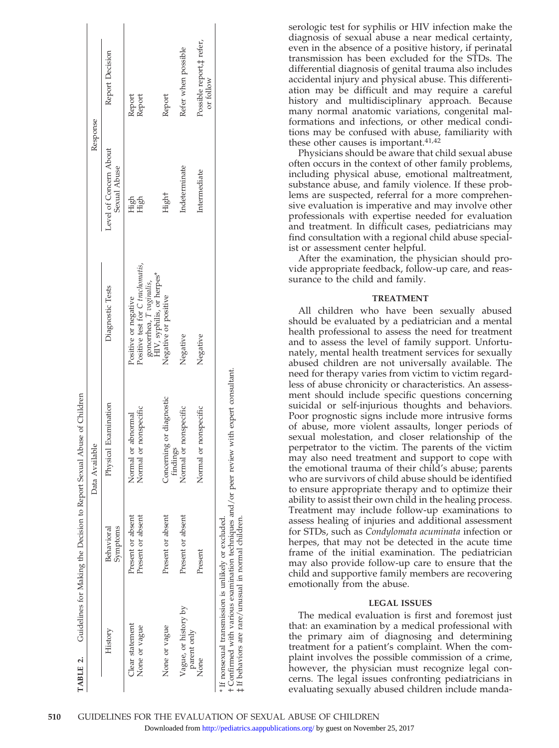**TABLE 2.** Guidelines for Making the Decision to Report Sexual Abuse of Children

| Data Available | | | | Response | |
|---|---|---|---|---|---|
| History | Behavioral Symptoms | Physical Examination | Diagnostic Tests | Level of Concern About Sexual Abuse | Report Decision |
| Clear statement | Present or absent | Normal or abnormal | Positive or negative | High | Report |
| None or vague | Present or absent | Normal or nonspecific | Positive test for *C trachomatis*, gonorrhea, *T vaginalis*, HIV, syphilis, or herpes* | High | Report |
| None or vague | Present or absent | Concerning or diagnostic findings | Negative or positive | High† | Report |
| Vague, or history by parent only | Present or absent | Normal or nonspecific | Negative | Indeterminate | Refer when possible |
| None | Present | Normal or nonspecific | Negative | Intermediate | Possible report,‡ refer, or follow |

\* If nonsexual transmission is unlikely or excluded.
† Confirmed with various examination techniques and/or peer review with expert consultant.
‡ If behaviors are rare/unusual in normal children.

serologic test for syphilis or HIV infection make the diagnosis of sexual abuse a near medical certainty, even in the absence of a positive history, if perinatal transmission has been excluded for the STDs. The differential diagnosis of genital trauma also includes accidental injury and physical abuse. This differentiation may be difficult and may require a careful history and multidisciplinary approach. Because many normal anatomic variations, congenital malformations and infections, or other medical conditions may be confused with abuse, familiarity with these other causes is important.[41,42]

Physicians should be aware that child sexual abuse often occurs in the context of other family problems, including physical abuse, emotional maltreatment, substance abuse, and family violence. If these problems are suspected, referral for a more comprehensive evaluation is imperative and may involve other professionals with expertise needed for evaluation and treatment. In difficult cases, pediatricians may find consultation with a regional child abuse specialist or assessment center helpful.

After the examination, the physician should provide appropriate feedback, follow-up care, and reassurance to the child and family.

## TREATMENT

All children who have been sexually abused should be evaluated by a pediatrician and a mental health professional to assess the need for treatment and to assess the level of family support. Unfortunately, mental health treatment services for sexually abused children are not universally available. The need for therapy varies from victim to victim regardless of abuse chronicity or characteristics. An assessment should include specific questions concerning suicidal or self-injurious thoughts and behaviors. Poor prognostic signs include more intrusive forms of abuse, more violent assaults, longer periods of sexual molestation, and closer relationship of the perpetrator to the victim. The parents of the victim may also need treatment and support to cope with the emotional trauma of their child's abuse; parents who are survivors of child abuse should be identified to ensure appropriate therapy and to optimize their ability to assist their own child in the healing process. Treatment may include follow-up examinations to assess healing of injuries and additional assessment for STDs, such as *Condylomata acuminata* infection or herpes, that may not be detected in the acute time frame of the initial examination. The pediatrician may also provide follow-up care to ensure that the child and supportive family members are recovering emotionally from the abuse.

## LEGAL ISSUES

The medical evaluation is first and foremost just that: an examination by a medical professional with the primary aim of diagnosing and determining treatment for a patient's complaint. When the complaint involves the possible commission of a crime, however, the physician must recognize legal concerns. The legal issues confronting pediatricians in evaluating sexually abused children include manda-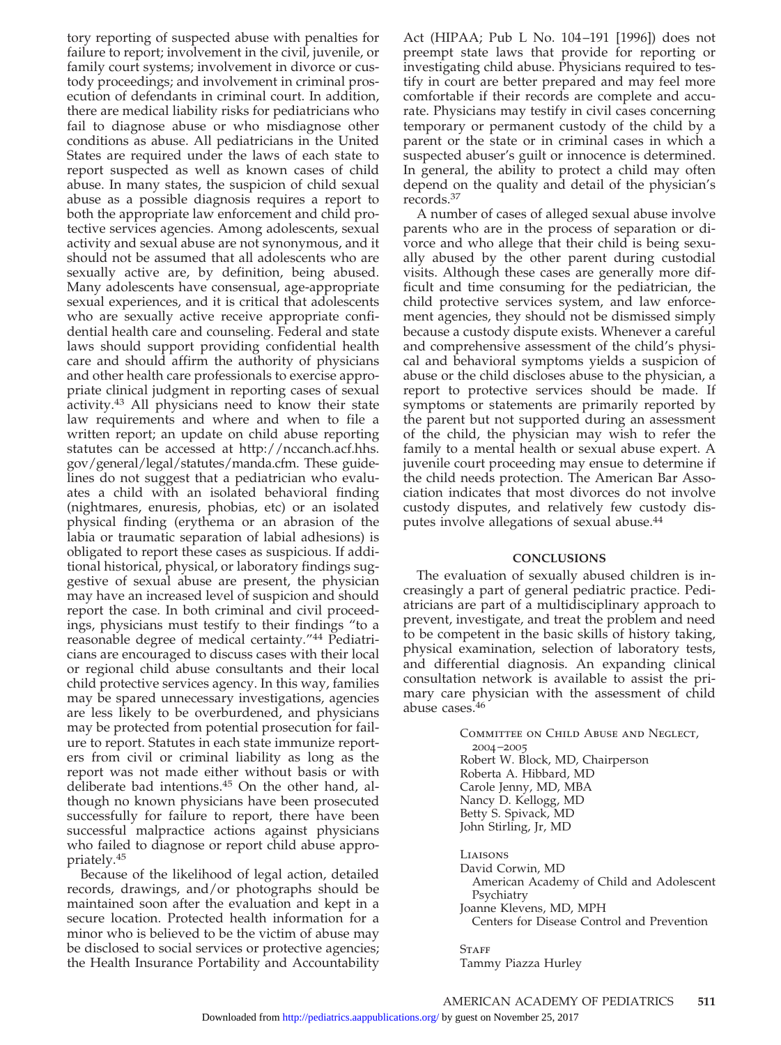tory reporting of suspected abuse with penalties for failure to report; involvement in the civil, juvenile, or family court systems; involvement in divorce or custody proceedings; and involvement in criminal prosecution of defendants in criminal court. In addition, there are medical liability risks for pediatricians who fail to diagnose abuse or who misdiagnose other conditions as abuse. All pediatricians in the United States are required under the laws of each state to report suspected as well as known cases of child abuse. In many states, the suspicion of child sexual abuse as a possible diagnosis requires a report to both the appropriate law enforcement and child protective services agencies. Among adolescents, sexual activity and sexual abuse are not synonymous, and it should not be assumed that all adolescents who are sexually active are, by definition, being abused. Many adolescents have consensual, age-appropriate sexual experiences, and it is critical that adolescents who are sexually active receive appropriate confidential health care and counseling. Federal and state laws should support providing confidential health care and should affirm the authority of physicians and other health care professionals to exercise appropriate clinical judgment in reporting cases of sexual activity.[43] All physicians need to know their state law requirements and where and when to file a written report; an update on child abuse reporting statutes can be accessed at http://nccanch.acf.hhs.gov/general/legal/statutes/manda.cfm. These guidelines do not suggest that a pediatrician who evaluates a child with an isolated behavioral finding (nightmares, enuresis, phobias, etc) or an isolated physical finding (erythema or an abrasion of the labia or traumatic separation of labial adhesions) is obligated to report these cases as suspicious. If additional historical, physical, or laboratory findings suggestive of sexual abuse are present, the physician may have an increased level of suspicion and should report the case. In both criminal and civil proceedings, physicians must testify to their findings "to a reasonable degree of medical certainty."[44] Pediatricians are encouraged to discuss cases with their local or regional child abuse consultants and their local child protective services agency. In this way, families may be spared unnecessary investigations, agencies are less likely to be overburdened, and physicians may be protected from potential prosecution for failure to report. Statutes in each state immunize reporters from civil or criminal liability as long as the report was not made either without basis or with deliberate bad intentions.[45] On the other hand, although no known physicians have been prosecuted successfully for failure to report, there have been successful malpractice actions against physicians who failed to diagnose or report child abuse appropriately.[45]

Because of the likelihood of legal action, detailed records, drawings, and/or photographs should be maintained soon after the evaluation and kept in a secure location. Protected health information for a minor who is believed to be the victim of abuse may be disclosed to social services or protective agencies; the Health Insurance Portability and Accountability Act (HIPAA; Pub L No. 104–191 [1996]) does not preempt state laws that provide for reporting or investigating child abuse. Physicians required to testify in court are better prepared and may feel more comfortable if their records are complete and accurate. Physicians may testify in civil cases concerning temporary or permanent custody of the child by a parent or the state or in criminal cases in which a suspected abuser's guilt or innocence is determined. In general, the ability to protect a child may often depend on the quality and detail of the physician's records.[37]

A number of cases of alleged sexual abuse involve parents who are in the process of separation or divorce and who allege that their child is being sexually abused by the other parent during custodial visits. Although these cases are generally more difficult and time consuming for the pediatrician, the child protective services system, and law enforcement agencies, they should not be dismissed simply because a custody dispute exists. Whenever a careful and comprehensive assessment of the child's physical and behavioral symptoms yields a suspicion of abuse or the child discloses abuse to the physician, a report to protective services should be made. If symptoms or statements are primarily reported by the parent but not supported during an assessment of the child, the physician may wish to refer the family to a mental health or sexual abuse expert. A juvenile court proceeding may ensue to determine if the child needs protection. The American Bar Association indicates that most divorces do not involve custody disputes, and relatively few custody disputes involve allegations of sexual abuse.[44]

## CONCLUSIONS

The evaluation of sexually abused children is increasingly a part of general pediatric practice. Pediatricians are part of a multidisciplinary approach to prevent, investigate, and treat the problem and need to be competent in the basic skills of history taking, physical examination, selection of laboratory tests, and differential diagnosis. An expanding clinical consultation network is available to assist the primary care physician with the assessment of child abuse cases.[46]

Committee on Child Abuse and Neglect, 2004–2005
Robert W. Block, MD, Chairperson
Roberta A. Hibbard, MD
Carole Jenny, MD, MBA
Nancy D. Kellogg, MD
Betty S. Spivack, MD
John Stirling, Jr, MD

Liaisons
David Corwin, MD
American Academy of Child and Adolescent Psychiatry
Joanne Klevens, MD, MPH
Centers for Disease Control and Prevention

Staff
Tammy Piazza Hurley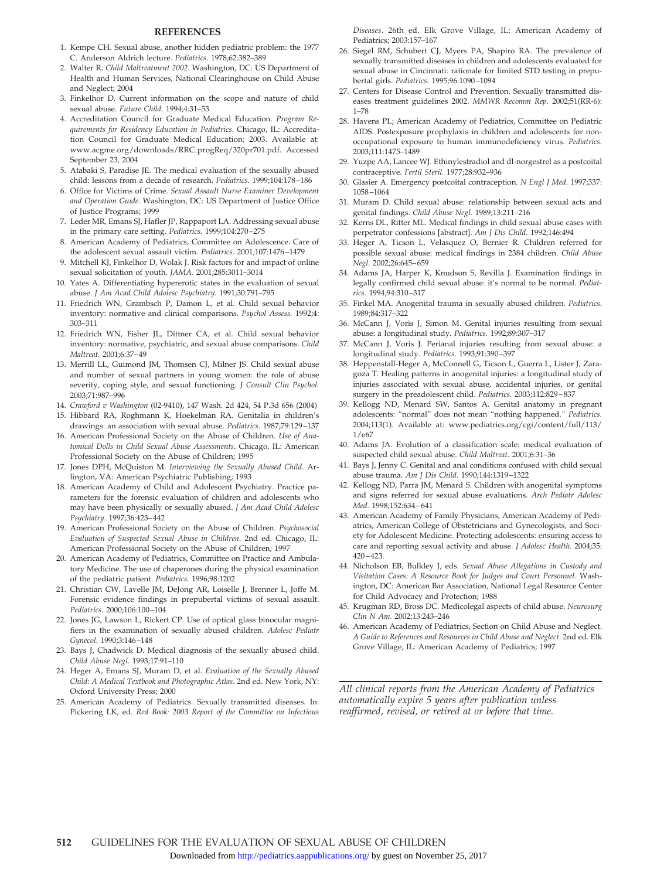## REFERENCES

1. Kempe CH. Sexual abuse, another hidden pediatric problem: the 1977 C. Anderson Aldrich lecture. *Pediatrics.* 1978;62:382–389
2. Walter R. *Child Maltreatment 2002*. Washington, DC: US Department of Health and Human Services, National Clearinghouse on Child Abuse and Neglect; 2004
3. Finkelhor D. Current information on the scope and nature of child sexual abuse. *Future Child.* 1994;4:31–53
4. Accreditation Council for Graduate Medical Education. *Program Requirements for Residency Education in Pediatrics*. Chicago, IL: Accreditation Council for Graduate Medical Education; 2003. Available at: www.acgme.org/downloads/RRC_progReq/320pr701.pdf. Accessed September 23, 2004
5. Atabaki S, Paradise JE. The medical evaluation of the sexually abused child: lessons from a decade of research. *Pediatrics.* 1999;104:178–186
6. Office for Victims of Crime. *Sexual Assault Nurse Examiner Development and Operation Guide*. Washington, DC: US Department of Justice Office of Justice Programs; 1999
7. Leder MR, Emans SJ, Hafler JP, Rappaport LA. Addressing sexual abuse in the primary care setting. *Pediatrics.* 1999;104:270–275
8. American Academy of Pediatrics, Committee on Adolescence. Care of the adolescent sexual assault victim. *Pediatrics.* 2001;107:1476–1479
9. Mitchell KJ, Finkelhor D, Wolak J. Risk factors for and impact of online sexual solicitation of youth. *JAMA.* 2001;285:3011–3014
10. Yates A. Differentiating hypererotic states in the evaluation of sexual abuse. *J Am Acad Child Adolesc Psychiatry.* 1991;30:791–795
11. Friedrich WN, Grambsch P, Damon L, et al. Child sexual behavior inventory: normative and clinical comparisons. *Psychol Assess.* 1992;4: 303–311
12. Friedrich WN, Fisher JL, Dittner CA, et al. Child sexual behavior inventory: normative, psychiatric, and sexual abuse comparisons. *Child Maltreat.* 2001;6:37–49
13. Merrill LL, Guimond JM, Thomsen CJ, Milner JS. Child sexual abuse and number of sexual partners in young women: the role of abuse severity, coping style, and sexual functioning. *J Consult Clin Psychol.* 2003;71:987–996
14. *Crawford v Washington* (02-9410), 147 Wash. 2d 424, 54 P.3d 656 (2004)
15. Hibbard RA, Roghmann K, Hoekelman RA. Genitalia in children's drawings: an association with sexual abuse. *Pediatrics.* 1987;79:129–137
16. American Professional Society on the Abuse of Children. *Use of Anatomical Dolls in Child Sexual Abuse Assessments*. Chicago, IL: American Professional Society on the Abuse of Children; 1995
17. Jones DPH, McQuiston M. *Interviewing the Sexually Abused Child*. Arlington, VA: American Psychiatric Publishing; 1993
18. American Academy of Child and Adolescent Psychiatry. Practice parameters for the forensic evaluation of children and adolescents who may have been physically or sexually abused. *J Am Acad Child Adolesc Psychiatry.* 1997;36:423–442
19. American Professional Society on the Abuse of Children. *Psychosocial Evaluation of Suspected Sexual Abuse in Children*. 2nd ed. Chicago, IL: American Professional Society on the Abuse of Children; 1997
20. American Academy of Pediatrics, Committee on Practice and Ambulatory Medicine. The use of chaperones during the physical examination of the pediatric patient. *Pediatrics.* 1996;98:1202
21. Christian CW, Lavelle JM, DeJong AR, Loiselle J, Brenner L, Joffe M. Forensic evidence findings in prepubertal victims of sexual assault. *Pediatrics.* 2000;106:100–104
22. Jones JG, Lawson L, Rickert CP. Use of optical glass binocular magnifiers in the examination of sexually abused children. *Adolesc Pediatr Gynecol.* 1990;3:146–148
23. Bays J, Chadwick D. Medical diagnosis of the sexually abused child. *Child Abuse Negl.* 1993;17:91–110
24. Heger A, Emans SJ, Muram D, et al. *Evaluation of the Sexually Abused Child: A Medical Textbook and Photographic Atlas*. 2nd ed. New York, NY: Oxford University Press; 2000
25. American Academy of Pediatrics. Sexually transmitted diseases. In: Pickering LK, ed. *Red Book: 2003 Report of the Committee on Infectious Diseases*. 26th ed. Elk Grove Village, IL: American Academy of Pediatrics; 2003:157–167
26. Siegel RM, Schubert CJ, Myers PA, Shapiro RA. The prevalence of sexually transmitted diseases in children and adolescents evaluated for sexual abuse in Cincinnati: rationale for limited STD testing in prepubertal girls. *Pediatrics.* 1995;96:1090–1094
27. Centers for Disease Control and Prevention. Sexually transmitted diseases treatment guidelines 2002. *MMWR Recomm Rep.* 2002;51(RR-6): 1–78
28. Havens PL; American Academy of Pediatrics, Committee on Pediatric AIDS. Postexposure prophylaxis in children and adolescents for nonoccupational exposure to human immunodeficiency virus. *Pediatrics.* 2003;111:1475–1489
29. Yuzpe AA, Lancee WJ. Ethinylestradiol and dl-norgestrel as a postcoital contraceptive. *Fertil Steril.* 1977;28:932–936
30. Glasier A. Emergency postcoital contraception. *N Engl J Med.* 1997;337: 1058–1064
31. Muram D. Child sexual abuse: relationship between sexual acts and genital findings. *Child Abuse Negl.* 1989;13:211–216
32. Kerns DL, Ritter ML. Medical findings in child sexual abuse cases with perpetrator confessions [abstract]. *Am J Dis Child.* 1992;146:494
33. Heger A, Ticson L, Velasquez O, Bernier R. Children referred for possible sexual abuse: medical findings in 2384 children. *Child Abuse Negl.* 2002;26:645–659
34. Adams JA, Harper K, Knudson S, Revilla J. Examination findings in legally confirmed child sexual abuse: it's normal to be normal. *Pediatrics.* 1994;94:310–317
35. Finkel MA. Anogenital trauma in sexually abused children. *Pediatrics.* 1989;84:317–322
36. McCann J, Voris J, Simon M. Genital injuries resulting from sexual abuse: a longitudinal study. *Pediatrics.* 1992;89:307–317
37. McCann J, Voris J. Perianal injuries resulting from sexual abuse: a longitudinal study. *Pediatrics.* 1993;91:390–397
38. Heppenstall-Heger A, McConnell G, Ticson L, Guerra L, Lister J, Zaragoza T. Healing patterns in anogenital injuries: a longitudinal study of injuries associated with sexual abuse, accidental injuries, or genital surgery in the preadolescent child. *Pediatrics.* 2003;112:829–837
39. Kellogg ND, Menard SW, Santos A. Genital anatomy in pregnant adolescents: "normal" does not mean "nothing happened." *Pediatrics.* 2004;113(1). Available at: www.pediatrics.org/cgi/content/full/113/1/e67
40. Adams JA. Evolution of a classification scale: medical evaluation of suspected child sexual abuse. *Child Maltreat.* 2001;6:31–36
41. Bays J, Jenny C. Genital and anal conditions confused with child sexual abuse trauma. *Am J Dis Child.* 1990;144:1319–1322
42. Kellogg ND, Parra JM, Menard S. Children with anogenital symptoms and signs referred for sexual abuse evaluations. *Arch Pediatr Adolesc Med.* 1998;152:634–641
43. American Academy of Family Physicians, American Academy of Pediatrics, American College of Obstetricians and Gynecologists, and Society for Adolescent Medicine. Protecting adolescents: ensuring access to care and reporting sexual activity and abuse. *J Adolesc Health.* 2004;35: 420–423.
44. Nicholson EB, Bulkley J, eds. *Sexual Abuse Allegations in Custody and Visitation Cases: A Resource Book for Judges and Court Personnel*. Washington, DC: American Bar Association, National Legal Resource Center for Child Advocacy and Protection; 1988
45. Krugman RD, Bross DC. Medicolegal aspects of child abuse. *Neurosurg Clin N Am.* 2002;13:243–246
46. American Academy of Pediatrics, Section on Child Abuse and Neglect. *A Guide to References and Resources in Child Abuse and Neglect*. 2nd ed. Elk Grove Village, IL: American Academy of Pediatrics; 1997

*All clinical reports from the American Academy of Pediatrics automatically expire 5 years after publication unless reaffirmed, revised, or retired at or before that time.*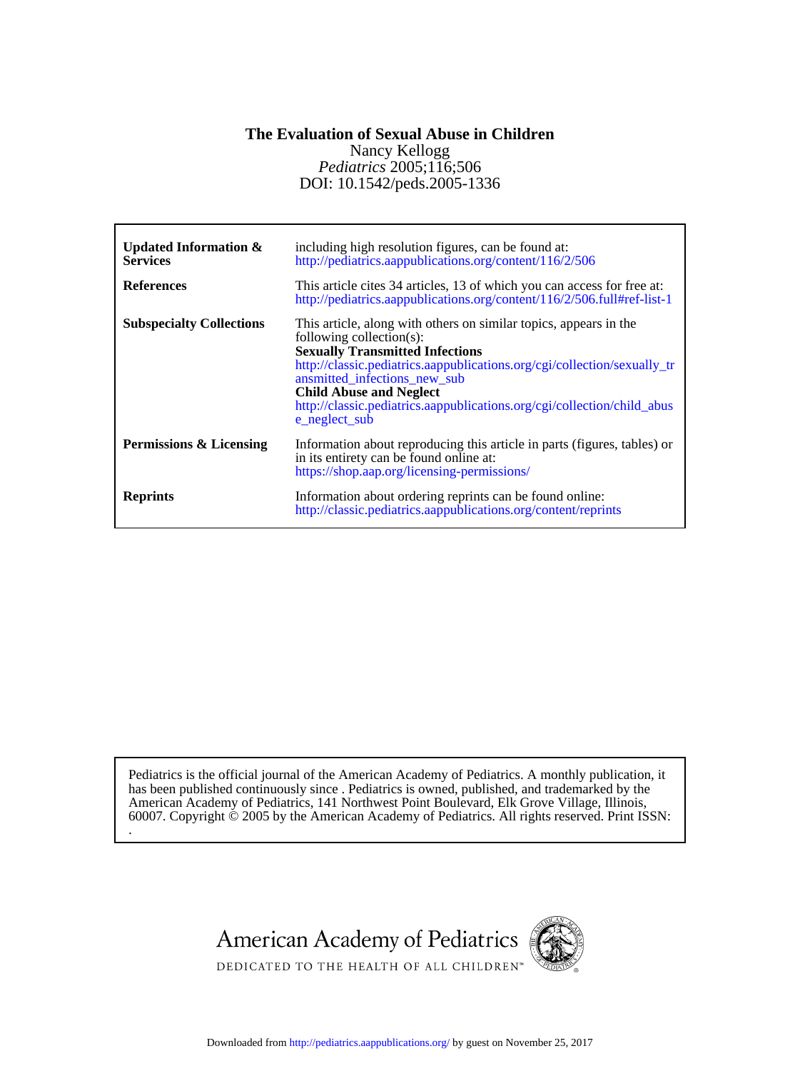# The Evaluation of Sexual Abuse in Children

Nancy Kellogg

*Pediatrics* 2005;116;506

DOI: 10.1542/peds.2005-1336

| | |
|---|---|
| **Updated Information & Services** | including high resolution figures, can be found at: http://pediatrics.aappublications.org/content/116/2/506 |
| **References** | This article cites 34 articles, 13 of which you can access for free at: http://pediatrics.aappublications.org/content/116/2/506.full#ref-list-1 |
| **Subspecialty Collections** | This article, along with others on similar topics, appears in the following collection(s): **Sexually Transmitted Infections** http://classic.pediatrics.aappublications.org/cgi/collection/sexually_transmitted_infections_new_sub **Child Abuse and Neglect** http://classic.pediatrics.aappublications.org/cgi/collection/child_abuse_neglect_sub |
| **Permissions & Licensing** | Information about reproducing this article in parts (figures, tables) or in its entirety can be found online at: https://shop.aap.org/licensing-permissions/ |
| **Reprints** | Information about ordering reprints can be found online: http://classic.pediatrics.aappublications.org/content/reprints |

Pediatrics is the official journal of the American Academy of Pediatrics. A monthly publication, it has been published continuously since . Pediatrics is owned, published, and trademarked by the American Academy of Pediatrics, 141 Northwest Point Boulevard, Elk Grove Village, Illinois, 60007. Copyright © 2005 by the American Academy of Pediatrics. All rights reserved. Print ISSN: .

American Academy of Pediatrics

DEDICATED TO THE HEALTH OF ALL CHILDREN™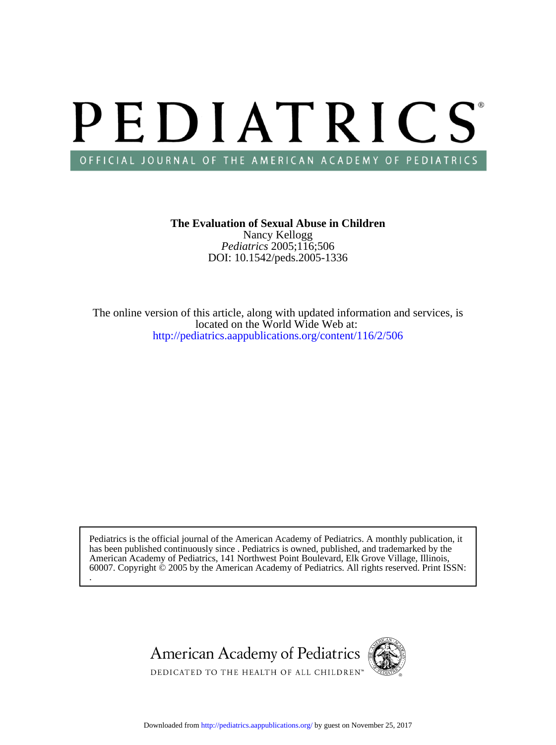# PEDIATRICS

OFFICIAL JOURNAL OF THE AMERICAN ACADEMY OF PEDIATRICS

**The Evaluation of Sexual Abuse in Children**

Nancy Kellogg

*Pediatrics* 2005;116;506

DOI: 10.1542/peds.2005-1336

The online version of this article, along with updated information and services, is located on the World Wide Web at:

http://pediatrics.aappublications.org/content/116/2/506

Pediatrics is the official journal of the American Academy of Pediatrics. A monthly publication, it has been published continuously since . Pediatrics is owned, published, and trademarked by the American Academy of Pediatrics, 141 Northwest Point Boulevard, Elk Grove Village, Illinois, 60007. Copyright © 2005 by the American Academy of Pediatrics. All rights reserved. Print ISSN: .

American Academy of Pediatrics

DEDICATED TO THE HEALTH OF ALL CHILDREN™

Downloaded from http://pediatrics.aappublications.org/ by guest on November 25, 2017